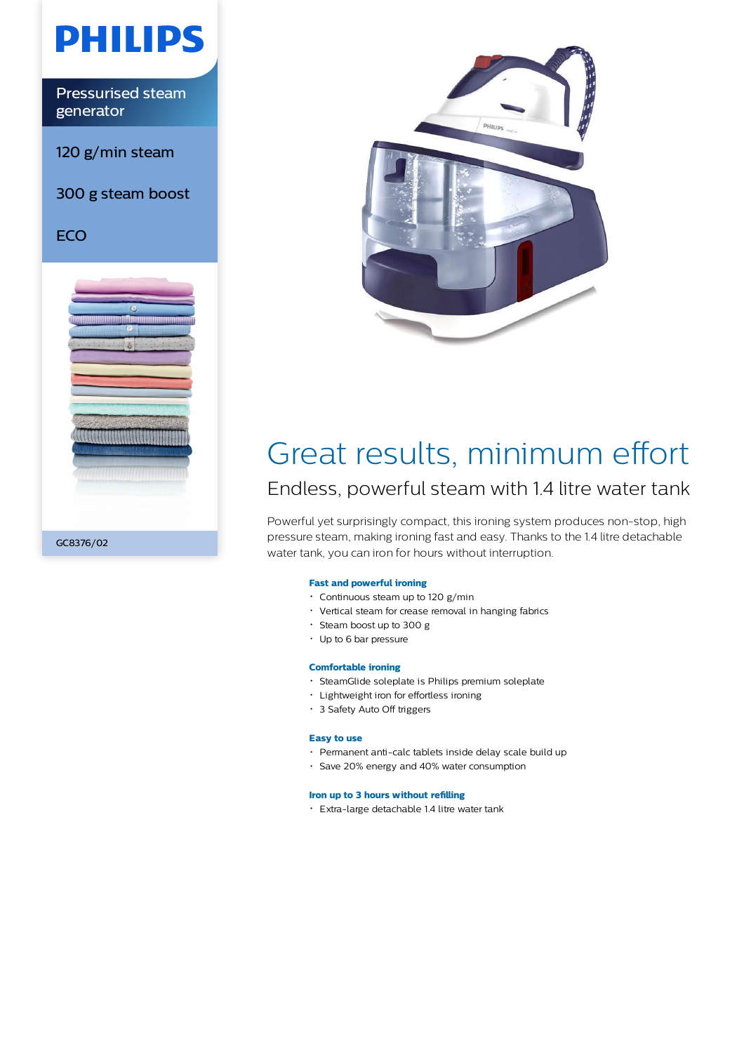PHILIPS

Pressurised steam generator

120 g/min steam

300 g steam boost

ECO

GC8376/02

# Great results, minimum effort

## Endless, powerful steam with 1.4 litre water tank

Powerful yet surprisingly compact, this ironing system produces non-stop, high pressure steam, making ironing fast and easy. Thanks to the 1.4 litre detachable water tank, you can iron for hours without interruption.

**Fast and powerful ironing**

- Continuous steam up to 120 g/min
- Vertical steam for crease removal in hanging fabrics
- Steam boost up to 300 g
- Up to 6 bar pressure

**Comfortable ironing**

- SteamGlide soleplate is Philips premium soleplate
- Lightweight iron for effortless ironing
- 3 Safety Auto Off triggers

**Easy to use**

- Permanent anti-calc tablets inside delay scale build up
- Save 20% energy and 40% water consumption

**Iron up to 3 hours without refilling**

- Extra-large detachable 1.4 litre water tank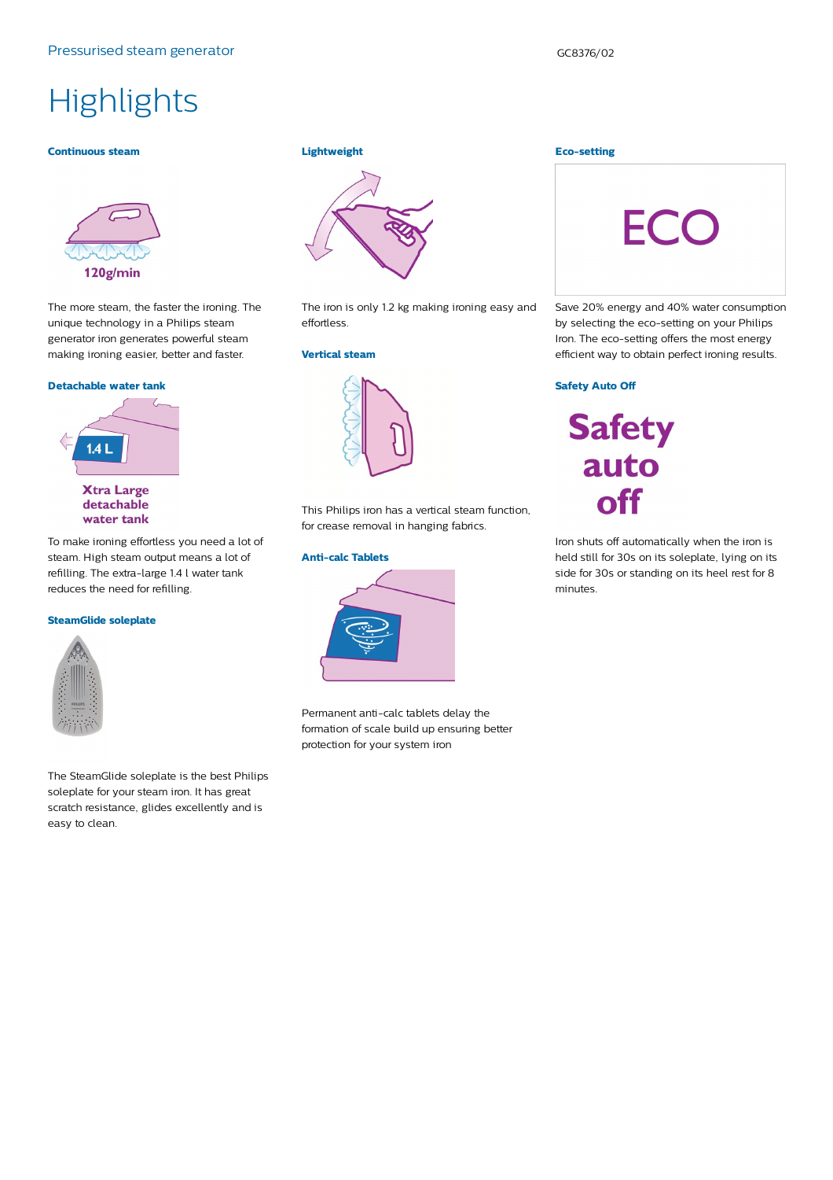# Highlights

### Continuous steam

The more steam, the faster the ironing. The unique technology in a Philips steam generator iron generates powerful steam making ironing easier, better and faster.

### Detachable water tank

To make ironing effortless you need a lot of steam. High steam output means a lot of refilling. The extra-large 1.4 l water tank reduces the need for refilling.

### SteamGlide soleplate

The SteamGlide soleplate is the best Philips soleplate for your steam iron. It has great scratch resistance, glides excellently and is easy to clean.

### Lightweight

The iron is only 1.2 kg making ironing easy and effortless.

### Vertical steam

This Philips iron has a vertical steam function, for crease removal in hanging fabrics.

### Anti-calc Tablets

Permanent anti-calc tablets delay the formation of scale build up ensuring better protection for your system iron

### Eco-setting

Save 20% energy and 40% water consumption by selecting the eco-setting on your Philips Iron. The eco-setting offers the most energy efficient way to obtain perfect ironing results.

### Safety Auto Off

Iron shuts off automatically when the iron is held still for 30s on its soleplate, lying on its side for 30s or standing on its heel rest for 8 minutes.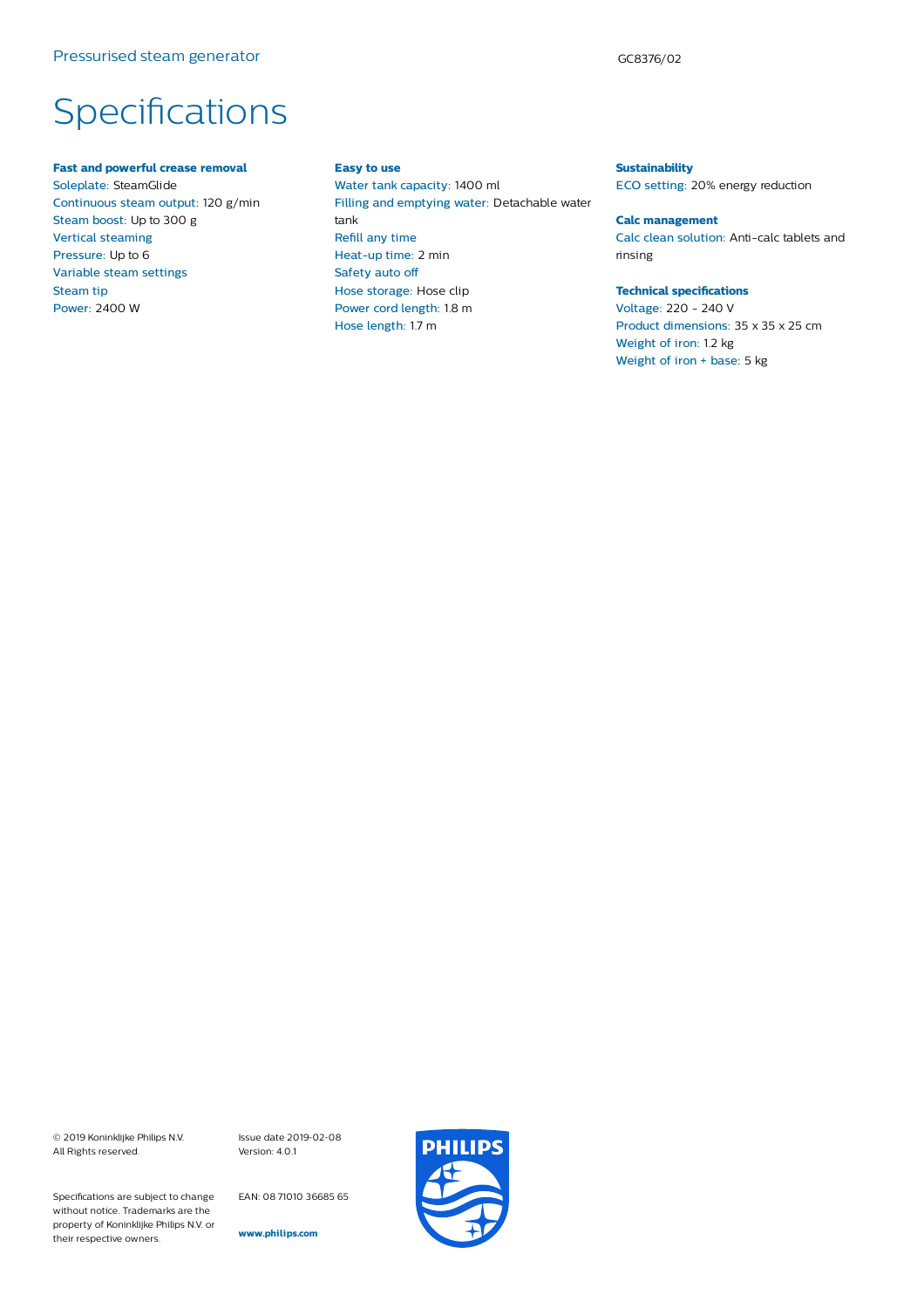Pressurised steam generator

GC8376/02

# Specifications

### Fast and powerful crease removal

- Soleplate: SteamGlide
- Continuous steam output: 120 g/min
- Steam boost: Up to 300 g
- Vertical steaming
- Pressure: Up to 6
- Variable steam settings
- Steam tip
- Power: 2400 W

### Easy to use

- Water tank capacity: 1400 ml
- Filling and emptying water: Detachable water tank
- Refill any time
- Heat-up time: 2 min
- Safety auto off
- Hose storage: Hose clip
- Power cord length: 1.8 m
- Hose length: 1.7 m

### Sustainability

- ECO setting: 20% energy reduction

### Calc management

- Calc clean solution: Anti-calc tablets and rinsing

### Technical specifications

- Voltage: 220 - 240 V
- Product dimensions: 35 x 35 x 25 cm
- Weight of iron: 1.2 kg
- Weight of iron + base: 5 kg

© 2019 Koninklijke Philips N.V.
All Rights reserved.

Specifications are subject to change without notice. Trademarks are the property of Koninklijke Philips N.V. or their respective owners.

Issue date 2019-02-08
Version: 4.0.1

EAN: 08 71010 36685 65

**www.philips.com**